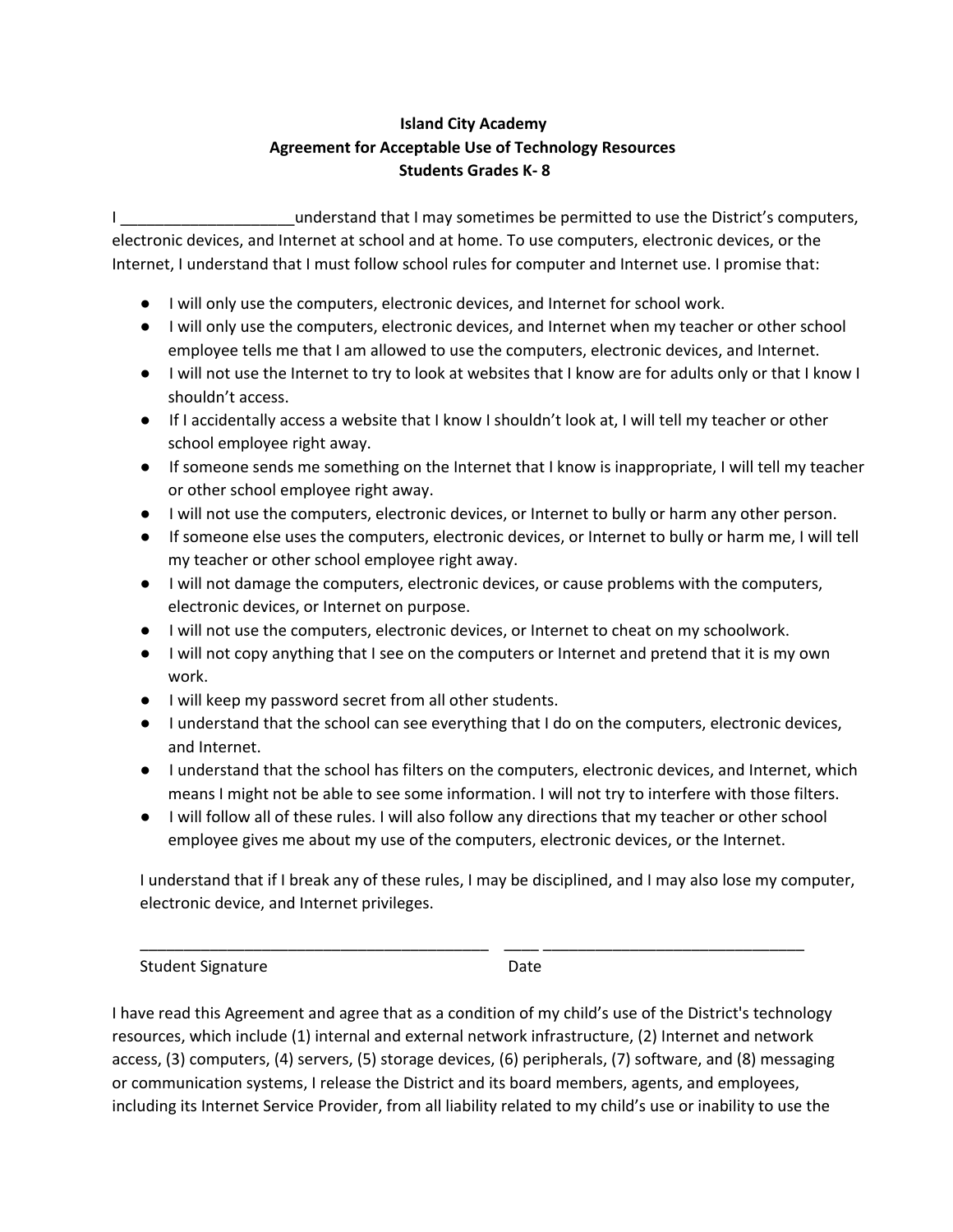**Island City Academy**
**Agreement for Acceptable Use of Technology Resources**
**Students Grades K- 8**

I ____________________understand that I may sometimes be permitted to use the District's computers, electronic devices, and Internet at school and at home. To use computers, electronic devices, or the Internet, I understand that I must follow school rules for computer and Internet use. I promise that:

- I will only use the computers, electronic devices, and Internet for school work.
- I will only use the computers, electronic devices, and Internet when my teacher or other school employee tells me that I am allowed to use the computers, electronic devices, and Internet.
- I will not use the Internet to try to look at websites that I know are for adults only or that I know I shouldn't access.
- If I accidentally access a website that I know I shouldn't look at, I will tell my teacher or other school employee right away.
- If someone sends me something on the Internet that I know is inappropriate, I will tell my teacher or other school employee right away.
- I will not use the computers, electronic devices, or Internet to bully or harm any other person.
- If someone else uses the computers, electronic devices, or Internet to bully or harm me, I will tell my teacher or other school employee right away.
- I will not damage the computers, electronic devices, or cause problems with the computers, electronic devices, or Internet on purpose.
- I will not use the computers, electronic devices, or Internet to cheat on my schoolwork.
- I will not copy anything that I see on the computers or Internet and pretend that it is my own work.
- I will keep my password secret from all other students.
- I understand that the school can see everything that I do on the computers, electronic devices, and Internet.
- I understand that the school has filters on the computers, electronic devices, and Internet, which means I might not be able to see some information. I will not try to interfere with those filters.
- I will follow all of these rules. I will also follow any directions that my teacher or other school employee gives me about my use of the computers, electronic devices, or the Internet.

I understand that if I break any of these rules, I may be disciplined, and I may also lose my computer, electronic device, and Internet privileges.

_________________________________________ ____ ______________________________

Student Signature Date

I have read this Agreement and agree that as a condition of my child's use of the District's technology resources, which include (1) internal and external network infrastructure, (2) Internet and network access, (3) computers, (4) servers, (5) storage devices, (6) peripherals, (7) software, and (8) messaging or communication systems, I release the District and its board members, agents, and employees, including its Internet Service Provider, from all liability related to my child's use or inability to use the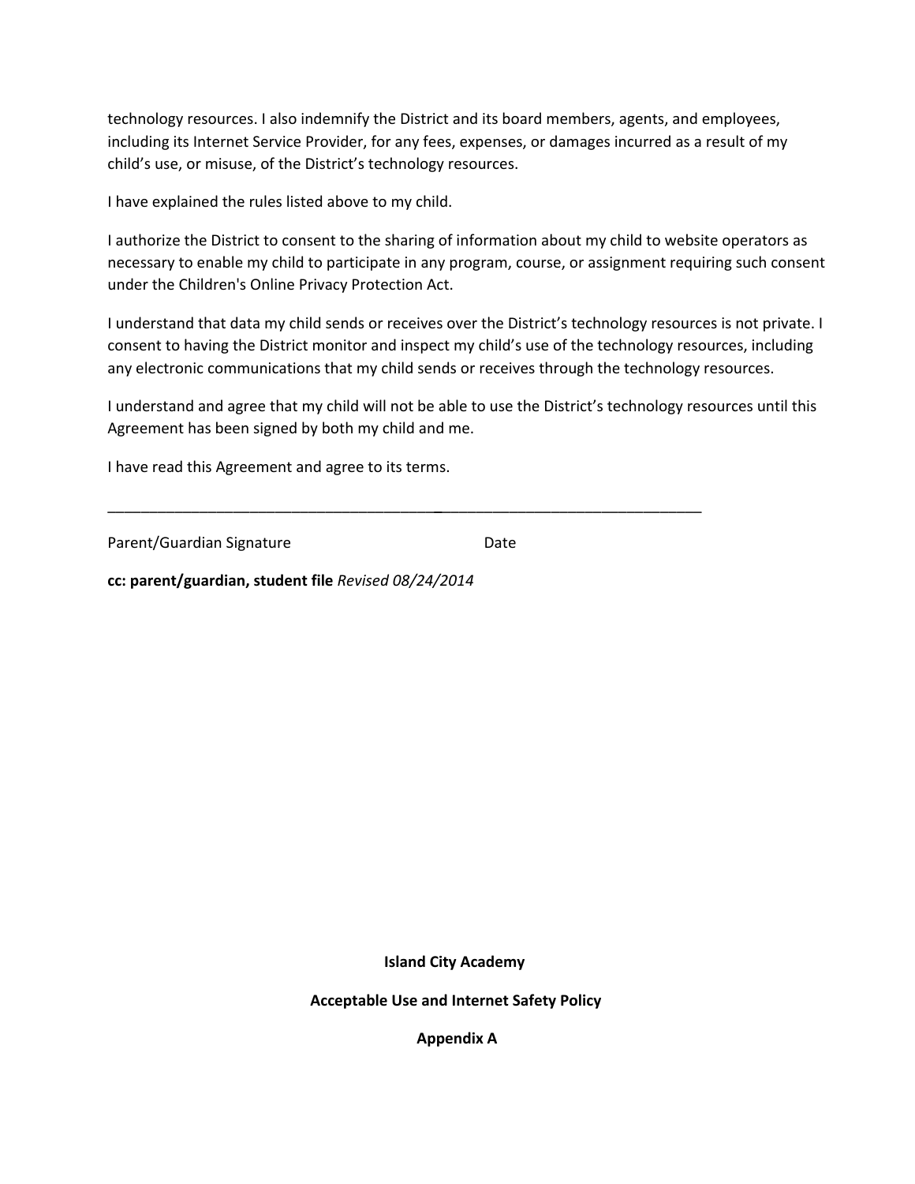technology resources. I also indemnify the District and its board members, agents, and employees, including its Internet Service Provider, for any fees, expenses, or damages incurred as a result of my child's use, or misuse, of the District's technology resources.

I have explained the rules listed above to my child.

I authorize the District to consent to the sharing of information about my child to website operators as necessary to enable my child to participate in any program, course, or assignment requiring such consent under the Children's Online Privacy Protection Act.

I understand that data my child sends or receives over the District's technology resources is not private. I consent to having the District monitor and inspect my child's use of the technology resources, including any electronic communications that my child sends or receives through the technology resources.

I understand and agree that my child will not be able to use the District's technology resources until this Agreement has been signed by both my child and me.

I have read this Agreement and agree to its terms.

\_\_\_\_\_\_\_\_\_\_\_\_\_\_\_\_\_\_\_\_\_\_\_\_\_\_\_\_\_\_\_\_\_\_\_\_\_\_\_\_\_\_\_\_\_\_\_\_\_\_\_\_\_\_\_\_\_\_\_\_\_\_\_\_\_\_\_\_\_\_

Parent/Guardian Signature                                        Date

**cc: parent/guardian, student file** *Revised 08/24/2014*

**Island City Academy**

**Acceptable Use and Internet Safety Policy**

**Appendix A**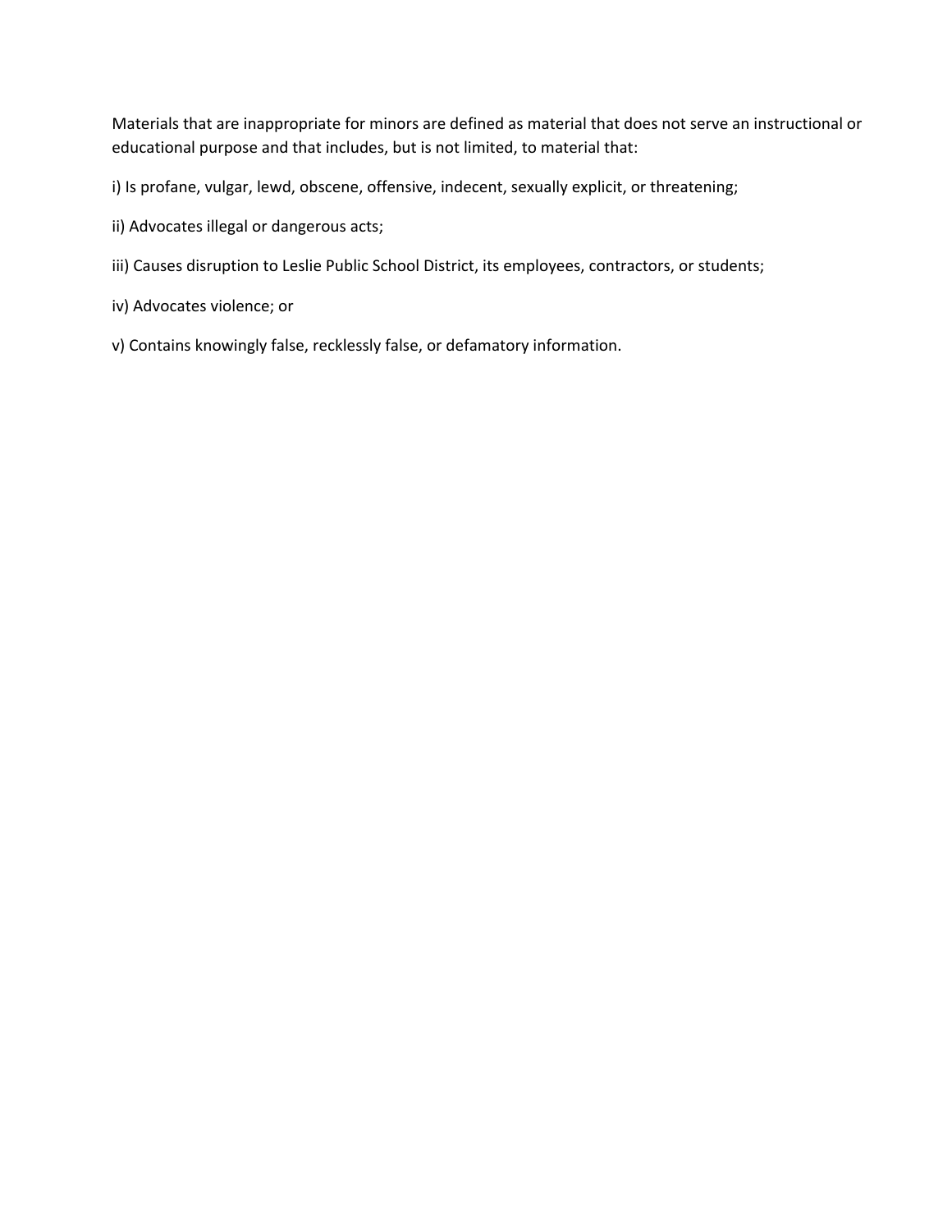Materials that are inappropriate for minors are defined as material that does not serve an instructional or educational purpose and that includes, but is not limited, to material that:

i) Is profane, vulgar, lewd, obscene, offensive, indecent, sexually explicit, or threatening;

ii) Advocates illegal or dangerous acts;

iii) Causes disruption to Leslie Public School District, its employees, contractors, or students;

iv) Advocates violence; or

v) Contains knowingly false, recklessly false, or defamatory information.